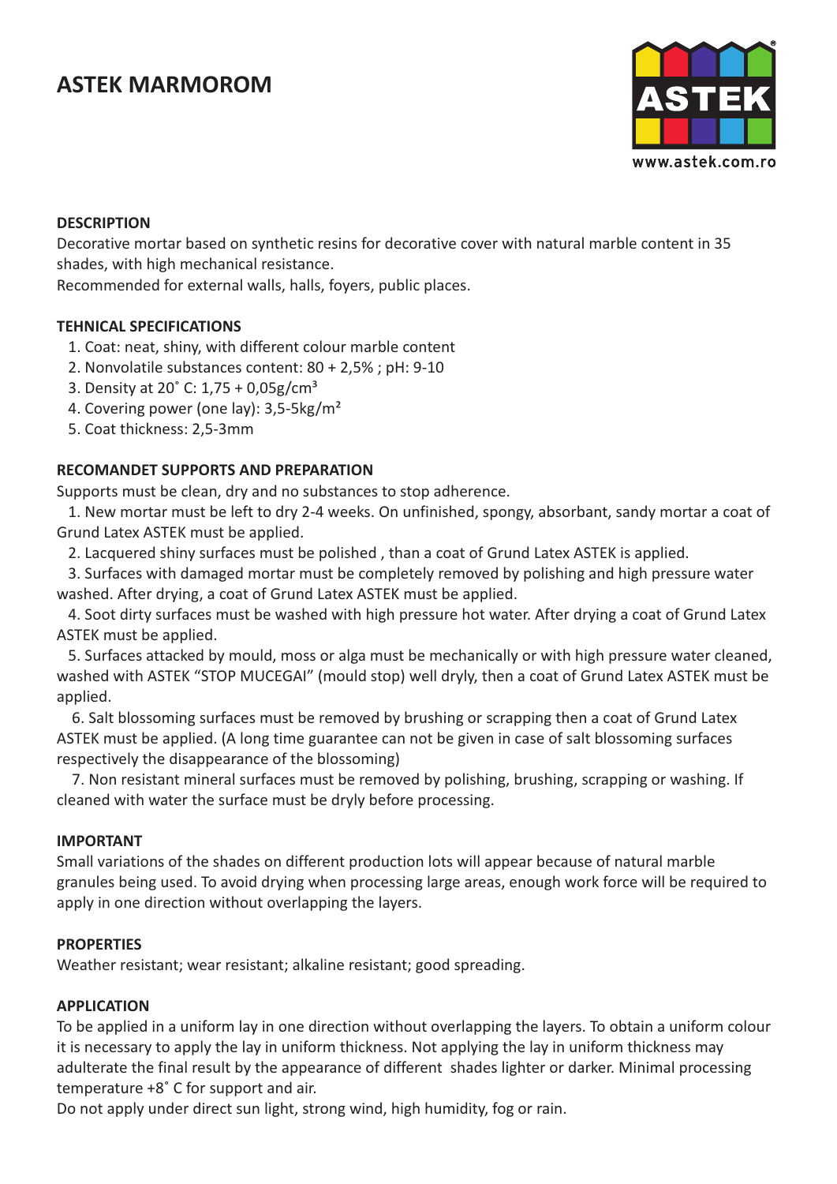# ASTEK MARMOROM

www.astek.com.ro

## DESCRIPTION

Decorative mortar based on synthetic resins for decorative cover with natural marble content in 35 shades, with high mechanical resistance.
Recommended for external walls, halls, foyers, public places.

## TEHNICAL SPECIFICATIONS

1. Coat: neat, shiny, with different colour marble content
2. Nonvolatile substances content: 80 + 2,5% ; pH: 9-10
3. Density at 20˚ C: 1,75 + 0,05g/cm$^3$
4. Covering power (one lay): 3,5-5kg/m$^2$
5. Coat thickness: 2,5-3mm

## RECOMANDET SUPPORTS AND PREPARATION

Supports must be clean, dry and no substances to stop adherence.

1. New mortar must be left to dry 2-4 weeks. On unfinished, spongy, absorbant, sandy mortar a coat of Grund Latex ASTEK must be applied.
2. Lacquered shiny surfaces must be polished , than a coat of Grund Latex ASTEK is applied.
3. Surfaces with damaged mortar must be completely removed by polishing and high pressure water washed. After drying, a coat of Grund Latex ASTEK must be applied.
4. Soot dirty surfaces must be washed with high pressure hot water. After drying a coat of Grund Latex ASTEK must be applied.
5. Surfaces attacked by mould, moss or alga must be mechanically or with high pressure water cleaned, washed with ASTEK "STOP MUCEGAI" (mould stop) well dryly, then a coat of Grund Latex ASTEK must be applied.
6. Salt blossoming surfaces must be removed by brushing or scrapping then a coat of Grund Latex ASTEK must be applied. (A long time guarantee can not be given in case of salt blossoming surfaces respectively the disappearance of the blossoming)
7. Non resistant mineral surfaces must be removed by polishing, brushing, scrapping or washing. If cleaned with water the surface must be dryly before processing.

## IMPORTANT

Small variations of the shades on different production lots will appear because of natural marble granules being used. To avoid drying when processing large areas, enough work force will be required to apply in one direction without overlapping the layers.

## PROPERTIES

Weather resistant; wear resistant; alkaline resistant; good spreading.

## APPLICATION

To be applied in a uniform lay in one direction without overlapping the layers. To obtain a uniform colour it is necessary to apply the lay in uniform thickness. Not applying the lay in uniform thickness may adulterate the final result by the appearance of different shades lighter or darker. Minimal processing temperature +8˚ C for support and air.
Do not apply under direct sun light, strong wind, high humidity, fog or rain.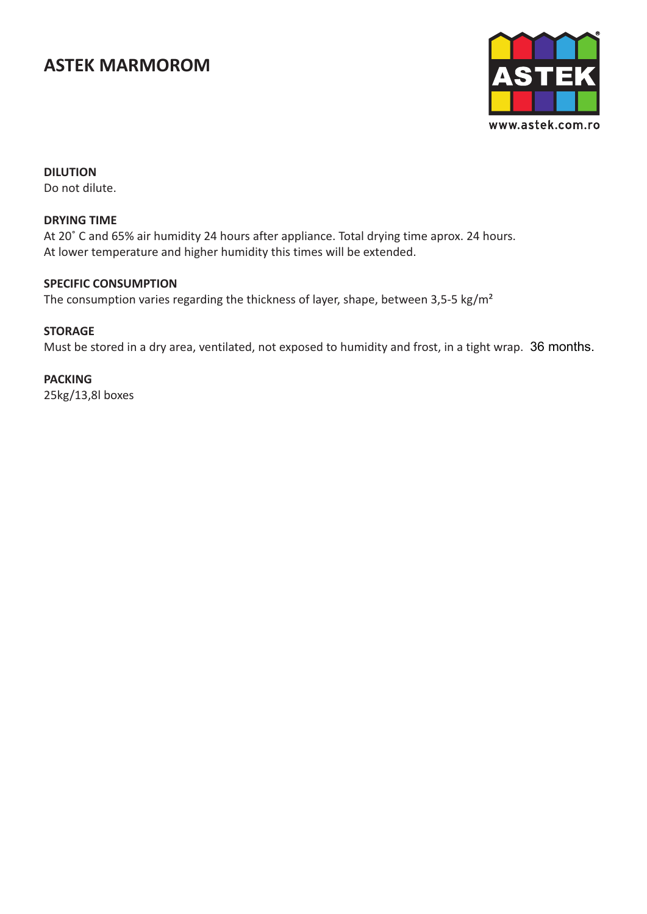# ASTEK MARMOROM

**DILUTION**
Do not dilute.

**DRYING TIME**
At 20˚ C and 65% air humidity 24 hours after appliance. Total drying time aprox. 24 hours.
At lower temperature and higher humidity this times will be extended.

**SPECIFIC CONSUMPTION**
The consumption varies regarding the thickness of layer, shape, between 3,5-5 kg/m²

**STORAGE**
Must be stored in a dry area, ventilated, not exposed to humidity and frost, in a tight wrap. 36 months.

**PACKING**
25kg/13,8l boxes